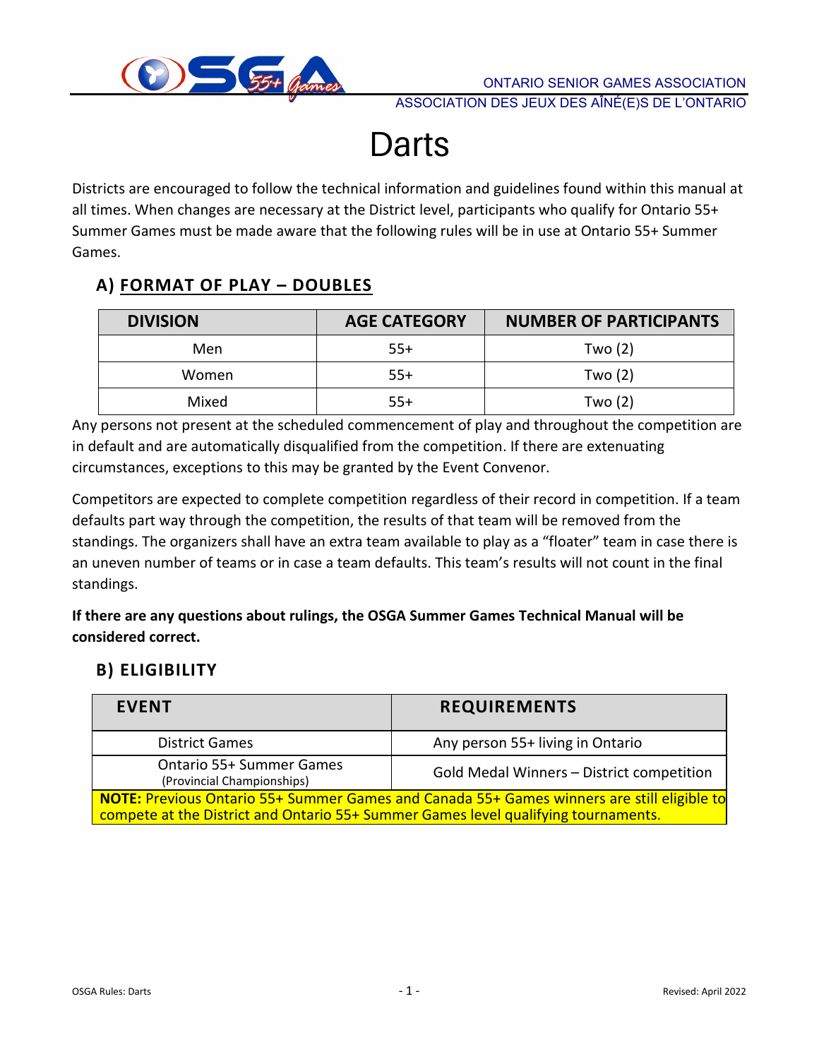# Darts

Districts are encouraged to follow the technical information and guidelines found within this manual at all times. When changes are necessary at the District level, participants who qualify for Ontario 55+ Summer Games must be made aware that the following rules will be in use at Ontario 55+ Summer Games.

## A) FORMAT OF PLAY – DOUBLES

| DIVISION | AGE CATEGORY | NUMBER OF PARTICIPANTS |
|---|---|---|
| Men | 55+ | Two (2) |
| Women | 55+ | Two (2) |
| Mixed | 55+ | Two (2) |

Any persons not present at the scheduled commencement of play and throughout the competition are in default and are automatically disqualified from the competition. If there are extenuating circumstances, exceptions to this may be granted by the Event Convenor.

Competitors are expected to complete competition regardless of their record in competition. If a team defaults part way through the competition, the results of that team will be removed from the standings. The organizers shall have an extra team available to play as a "floater" team in case there is an uneven number of teams or in case a team defaults. This team's results will not count in the final standings.

**If there are any questions about rulings, the OSGA Summer Games Technical Manual will be considered correct.**

## B) ELIGIBILITY

| EVENT | REQUIREMENTS |
|---|---|
| District Games | Any person 55+ living in Ontario |
| Ontario 55+ Summer Games (Provincial Championships) | Gold Medal Winners – District competition |
| **NOTE:** Previous Ontario 55+ Summer Games and Canada 55+ Games winners are still eligible to compete at the District and Ontario 55+ Summer Games level qualifying tournaments. | |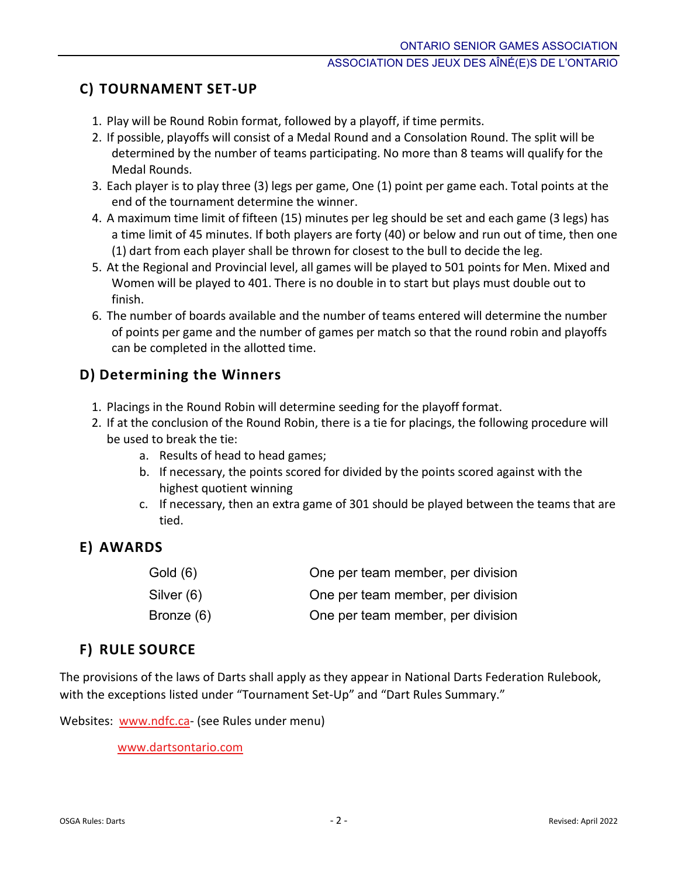## C) TOURNAMENT SET-UP

1. Play will be Round Robin format, followed by a playoff, if time permits.
2. If possible, playoffs will consist of a Medal Round and a Consolation Round. The split will be determined by the number of teams participating. No more than 8 teams will qualify for the Medal Rounds.
3. Each player is to play three (3) legs per game, One (1) point per game each. Total points at the end of the tournament determine the winner.
4. A maximum time limit of fifteen (15) minutes per leg should be set and each game (3 legs) has a time limit of 45 minutes. If both players are forty (40) or below and run out of time, then one (1) dart from each player shall be thrown for closest to the bull to decide the leg.
5. At the Regional and Provincial level, all games will be played to 501 points for Men. Mixed and Women will be played to 401. There is no double in to start but plays must double out to finish.
6. The number of boards available and the number of teams entered will determine the number of points per game and the number of games per match so that the round robin and playoffs can be completed in the allotted time.

## D) Determining the Winners

1. Placings in the Round Robin will determine seeding for the playoff format.
2. If at the conclusion of the Round Robin, there is a tie for placings, the following procedure will be used to break the tie:
   a. Results of head to head games;
   b. If necessary, the points scored for divided by the points scored against with the highest quotient winning
   c. If necessary, then an extra game of 301 should be played between the teams that are tied.

## E) AWARDS

| | |
|---|---|
| Gold (6) | One per team member, per division |
| Silver (6) | One per team member, per division |
| Bronze (6) | One per team member, per division |

## F) RULE SOURCE

The provisions of the laws of Darts shall apply as they appear in National Darts Federation Rulebook, with the exceptions listed under "Tournament Set-Up" and "Dart Rules Summary."

Websites: www.ndfc.ca- (see Rules under menu)

www.dartsontario.com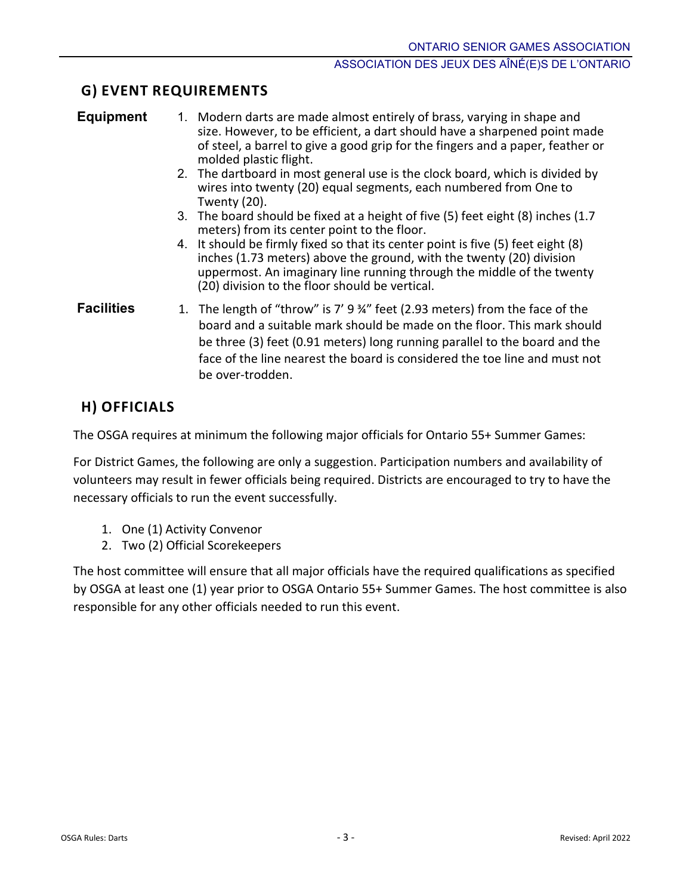## G) EVENT REQUIREMENTS

**Equipment**

1. Modern darts are made almost entirely of brass, varying in shape and size. However, to be efficient, a dart should have a sharpened point made of steel, a barrel to give a good grip for the fingers and a paper, feather or molded plastic flight.
2. The dartboard in most general use is the clock board, which is divided by wires into twenty (20) equal segments, each numbered from One to Twenty (20).
3. The board should be fixed at a height of five (5) feet eight (8) inches (1.7 meters) from its center point to the floor.
4. It should be firmly fixed so that its center point is five (5) feet eight (8) inches (1.73 meters) above the ground, with the twenty (20) division uppermost. An imaginary line running through the middle of the twenty (20) division to the floor should be vertical.

**Facilities**

1. The length of "throw" is 7' 9 ¾" feet (2.93 meters) from the face of the board and a suitable mark should be made on the floor. This mark should be three (3) feet (0.91 meters) long running parallel to the board and the face of the line nearest the board is considered the toe line and must not be over-trodden.

## H) OFFICIALS

The OSGA requires at minimum the following major officials for Ontario 55+ Summer Games:

For District Games, the following are only a suggestion. Participation numbers and availability of volunteers may result in fewer officials being required. Districts are encouraged to try to have the necessary officials to run the event successfully.

1. One (1) Activity Convenor
2. Two (2) Official Scorekeepers

The host committee will ensure that all major officials have the required qualifications as specified by OSGA at least one (1) year prior to OSGA Ontario 55+ Summer Games. The host committee is also responsible for any other officials needed to run this event.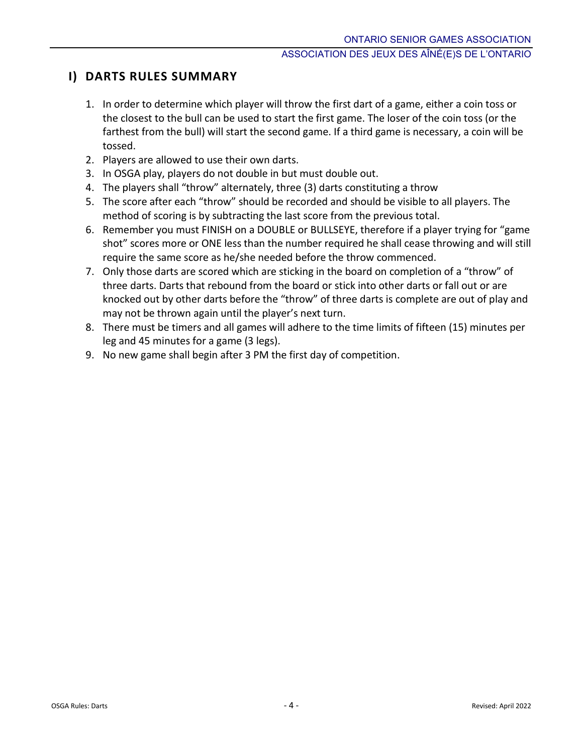## I) DARTS RULES SUMMARY

1. In order to determine which player will throw the first dart of a game, either a coin toss or the closest to the bull can be used to start the first game. The loser of the coin toss (or the farthest from the bull) will start the second game. If a third game is necessary, a coin will be tossed.
2. Players are allowed to use their own darts.
3. In OSGA play, players do not double in but must double out.
4. The players shall "throw" alternately, three (3) darts constituting a throw
5. The score after each "throw" should be recorded and should be visible to all players. The method of scoring is by subtracting the last score from the previous total.
6. Remember you must FINISH on a DOUBLE or BULLSEYE, therefore if a player trying for "game shot" scores more or ONE less than the number required he shall cease throwing and will still require the same score as he/she needed before the throw commenced.
7. Only those darts are scored which are sticking in the board on completion of a "throw" of three darts. Darts that rebound from the board or stick into other darts or fall out or are knocked out by other darts before the "throw" of three darts is complete are out of play and may not be thrown again until the player's next turn.
8. There must be timers and all games will adhere to the time limits of fifteen (15) minutes per leg and 45 minutes for a game (3 legs).
9. No new game shall begin after 3 PM the first day of competition.